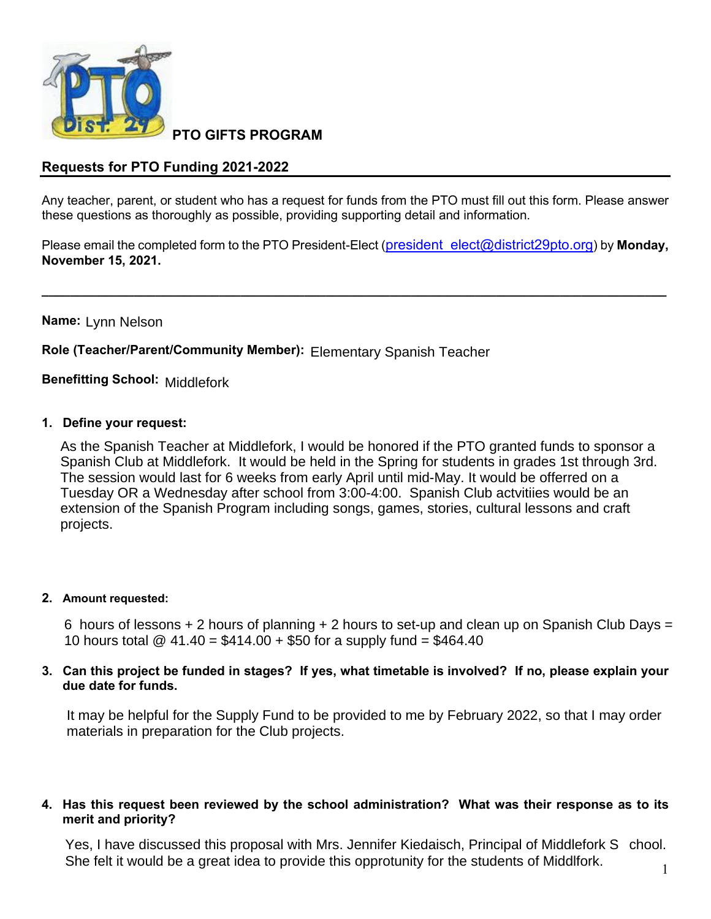**PTO GIFTS PROGRAM**

## Requests for PTO Funding 2021-2022

Any teacher, parent, or student who has a request for funds from the PTO must fill out this form. Please answer these questions as thoroughly as possible, providing supporting detail and information.

Please email the completed form to the PTO President-Elect (president_elect@district29pto.org) by **Monday, November 15, 2021.**

---

**Name:** Lynn Nelson

**Role (Teacher/Parent/Community Member):** Elementary Spanish Teacher

**Benefitting School:** Middlefork

1. **Define your request:**

   As the Spanish Teacher at Middlefork, I would be honored if the PTO granted funds to sponsor a Spanish Club at Middlefork. It would be held in the Spring for students in grades 1st through 3rd. The session would last for 6 weeks from early April until mid-May. It would be offerred on a Tuesday OR a Wednesday after school from 3:00-4:00. Spanish Club actvitiies would be an extension of the Spanish Program including songs, games, stories, cultural lessons and craft projects.

2. **Amount requested:**

   6 hours of lessons + 2 hours of planning + 2 hours to set-up and clean up on Spanish Club Days = 10 hours total @ 41.40 = $414.00 + $50 for a supply fund = $464.40

3. **Can this project be funded in stages? If yes, what timetable is involved? If no, please explain your due date for funds.**

   It may be helpful for the Supply Fund to be provided to me by February 2022, so that I may order materials in preparation for the Club projects.

4. **Has this request been reviewed by the school administration? What was their response as to its merit and priority?**

   Yes, I have discussed this proposal with Mrs. Jennifer Kiedaisch, Principal of Middlefork S chool. She felt it would be a great idea to provide this opprotunity for the students of Middlfork.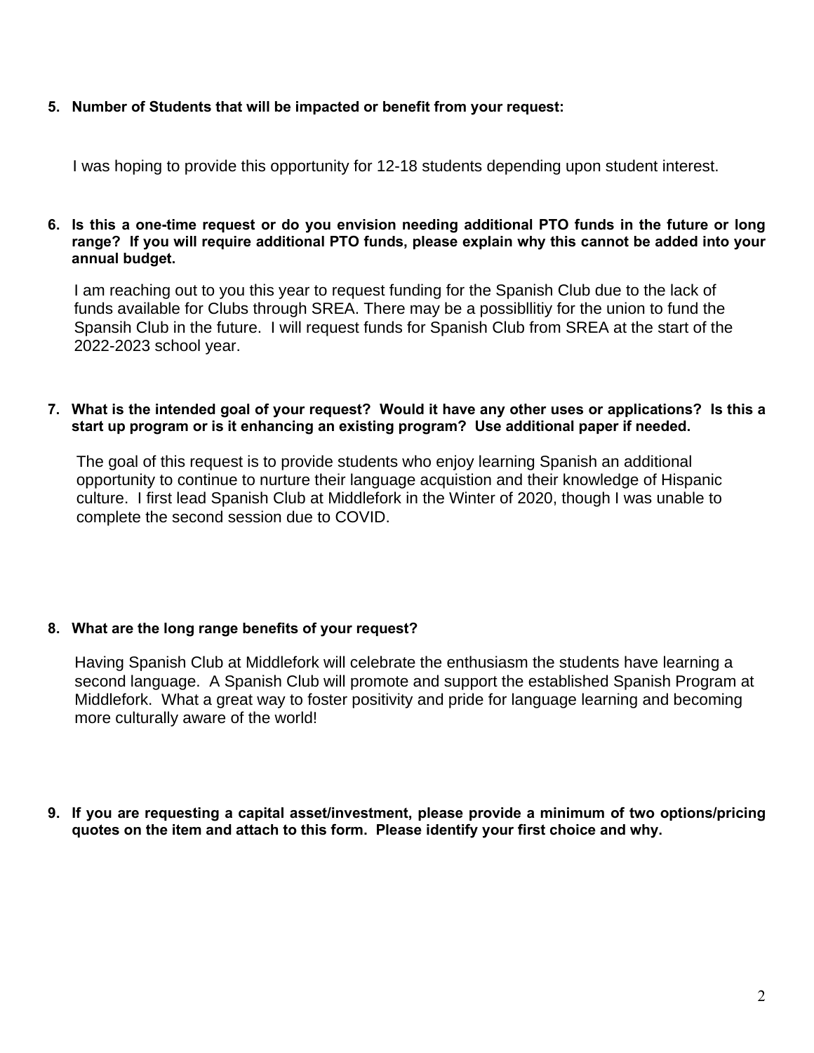**5. Number of Students that will be impacted or benefit from your request:**

I was hoping to provide this opportunity for 12-18 students depending upon student interest.

**6. Is this a one-time request or do you envision needing additional PTO funds in the future or long range? If you will require additional PTO funds, please explain why this cannot be added into your annual budget.**

I am reaching out to you this year to request funding for the Spanish Club due to the lack of funds available for Clubs through SREA. There may be a possibllitiy for the union to fund the Spansih Club in the future. I will request funds for Spanish Club from SREA at the start of the 2022-2023 school year.

**7. What is the intended goal of your request? Would it have any other uses or applications? Is this a start up program or is it enhancing an existing program? Use additional paper if needed.**

The goal of this request is to provide students who enjoy learning Spanish an additional opportunity to continue to nurture their language acquistion and their knowledge of Hispanic culture. I first lead Spanish Club at Middlefork in the Winter of 2020, though I was unable to complete the second session due to COVID.

**8. What are the long range benefits of your request?**

Having Spanish Club at Middlefork will celebrate the enthusiasm the students have learning a second language. A Spanish Club will promote and support the established Spanish Program at Middlefork. What a great way to foster positivity and pride for language learning and becoming more culturally aware of the world!

**9. If you are requesting a capital asset/investment, please provide a minimum of two options/pricing quotes on the item and attach to this form. Please identify your first choice and why.**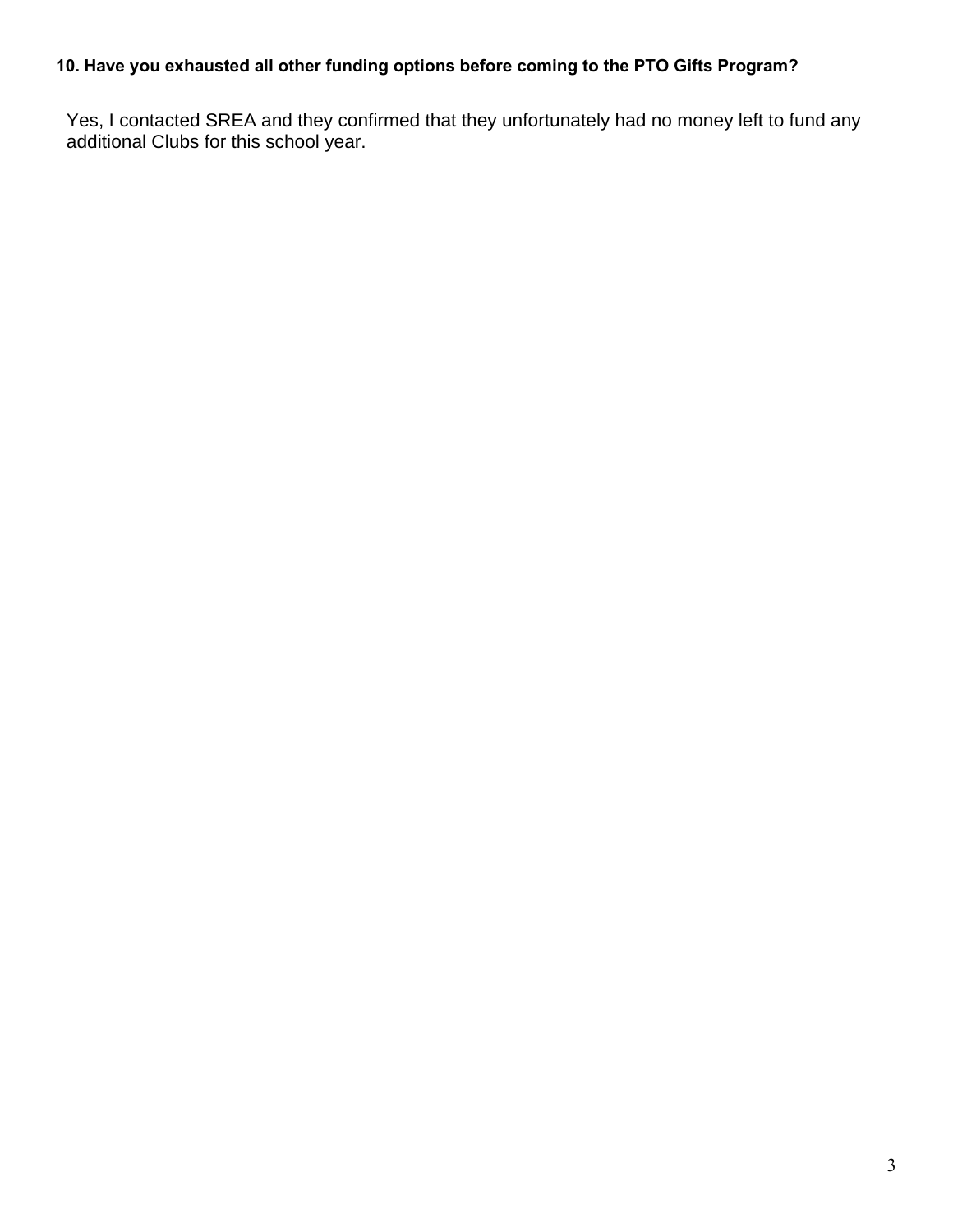**10. Have you exhausted all other funding options before coming to the PTO Gifts Program?**

Yes, I contacted SREA and they confirmed that they unfortunately had no money left to fund any additional Clubs for this school year.